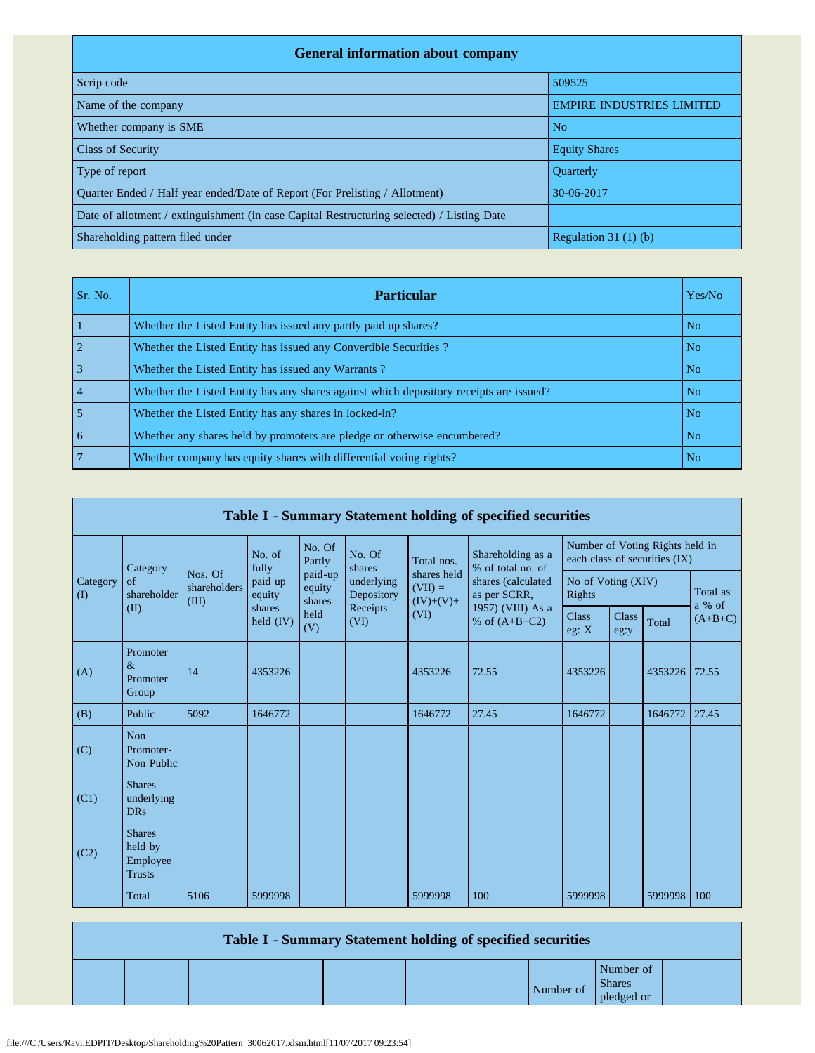## General information about company

| General information about company | |
|---|---|
| Scrip code | 509525 |
| Name of the company | EMPIRE INDUSTRIES LIMITED |
| Whether company is SME | No |
| Class of Security | Equity Shares |
| Type of report | Quarterly |
| Quarter Ended / Half year ended/Date of Report (For Prelisting / Allotment) | 30-06-2017 |
| Date of allotment / extinguishment (in case Capital Restructuring selected) / Listing Date | |
| Shareholding pattern filed under | Regulation 31 (1) (b) |

| Sr. No. | Particular | Yes/No |
|---|---|---|
| 1 | Whether the Listed Entity has issued any partly paid up shares? | No |
| 2 | Whether the Listed Entity has issued any Convertible Securities ? | No |
| 3 | Whether the Listed Entity has issued any Warrants ? | No |
| 4 | Whether the Listed Entity has any shares against which depository receipts are issued? | No |
| 5 | Whether the Listed Entity has any shares in locked-in? | No |
| 6 | Whether any shares held by promoters are pledge or otherwise encumbered? | No |
| 7 | Whether company has equity shares with differential voting rights? | No |

## Table I - Summary Statement holding of specified securities

| Category (I) | Category of shareholder (II) | Nos. Of shareholders (III) | No. of fully paid up equity shares held (IV) | No. Of Partly paid-up equity shares held (V) | No. Of shares underlying Depository Receipts (VI) | Total nos. shares held (VII) = (IV)+(V)+ (VI) | Shareholding as a % of total no. of shares (calculated as per SCRR, 1957) (VIII) As a % of (A+B+C2) | Number of Voting Rights held in each class of securities (IX) | | | |
|---|---|---|---|---|---|---|---|---|---|---|---|
| | | | | | | | | No of Voting (XIV) Rights | | | Total as a % of (A+B+C) |
| | | | | | | | | Class eg: X | Class eg:y | Total | |
| (A) | Promoter & Promoter Group | 14 | 4353226 | | | 4353226 | 72.55 | 4353226 | | 4353226 | 72.55 |
| (B) | Public | 5092 | 1646772 | | | 1646772 | 27.45 | 1646772 | | 1646772 | 27.45 |
| (C) | Non Promoter- Non Public | | | | | | | | | | |
| (C1) | Shares underlying DRs | | | | | | | | | | |
| (C2) | Shares held by Employee Trusts | | | | | | | | | | |
| | Total | 5106 | 5999998 | | | 5999998 | 100 | 5999998 | | 5999998 | 100 |

## Table I - Summary Statement holding of specified securities

| | | | | | | Number of | Number of Shares pledged or | |
|---|---|---|---|---|---|---|---|---|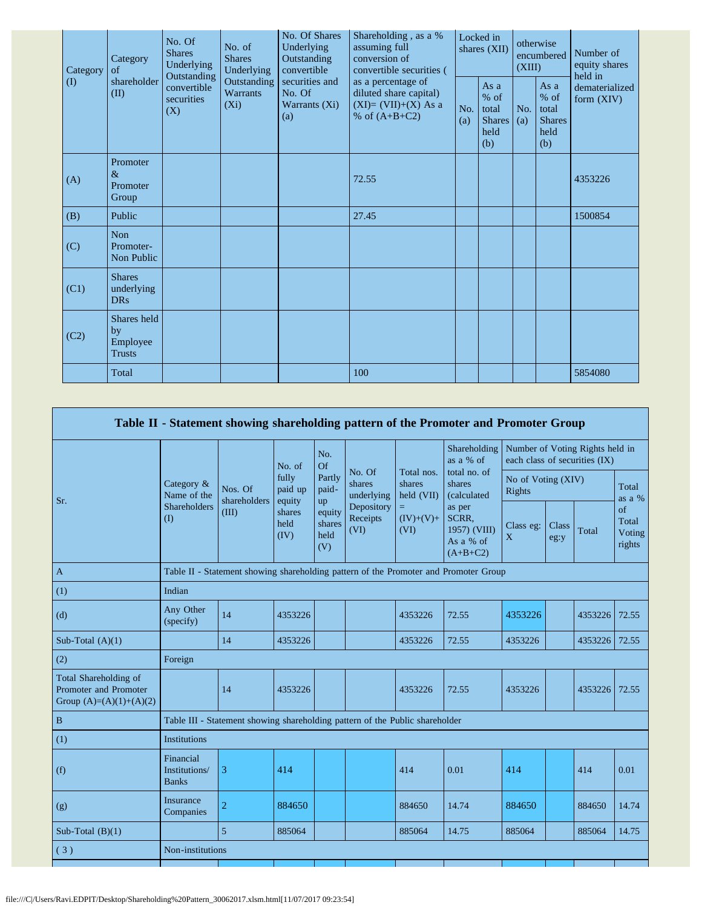| Category (I) | Category of shareholder (II) | No. Of Shares Underlying Outstanding convertible securities (X) | No. of Shares Underlying Outstanding Warrants (Xi) | No. Of Shares Underlying Outstanding convertible securities and No. Of Warrants (Xi) (a) | Shareholding , as a % assuming full conversion of convertible securities ( as a percentage of diluted share capital) (XI)= (VII)+(X) As a % of (A+B+C2) | Locked in shares (XII) | | otherwise encumbered (XIII) | | Number of equity shares held in dematerialized form (XIV) |
|---|---|---|---|---|---|---|---|---|---|---|
| | | | | | | No. (a) | As a % of total Shares held (b) | No. (a) | As a % of total Shares held (b) | |
| (A) | Promoter & Promoter Group | | | | 72.55 | | | | | 4353226 |
| (B) | Public | | | | 27.45 | | | | | 1500854 |
| (C) | Non Promoter- Non Public | | | | | | | | | |
| (C1) | Shares underlying DRs | | | | | | | | | |
| (C2) | Shares held by Employee Trusts | | | | | | | | | |
| | Total | | | | 100 | | | | | 5854080 |

## Table II - Statement showing shareholding pattern of the Promoter and Promoter Group

| Sr. | Category & Name of the Shareholders (I) | Nos. Of shareholders (III) | No. of fully paid up equity shares held (IV) | No. Of Partly paid-up equity shares held (V) | No. Of shares underlying Depository Receipts (VI) | Total nos. shares held (VII) = (IV)+(V)+ (VI) | Shareholding as a % of total no. of shares (calculated as per SCRR, 1957) (VIII) As a % of (A+B+C2) | Number of Voting Rights held in each class of securities (IX) | | | |
|---|---|---|---|---|---|---|---|---|---|---|---|
| | | | | | | | | No of Voting (XIV) Rights | | | Total as a % of Total Voting rights |
| | | | | | | | | Class eg: X | Class eg:y | Total | |
| A | Table II - Statement showing shareholding pattern of the Promoter and Promoter Group | | | | | | | | | | |
| (1) | Indian | | | | | | | | | | |
| (d) | Any Other (specify) | 14 | 4353226 | | | 4353226 | 72.55 | 4353226 | | 4353226 | 72.55 |
| Sub-Total (A)(1) | | 14 | 4353226 | | | 4353226 | 72.55 | 4353226 | | 4353226 | 72.55 |
| (2) | Foreign | | | | | | | | | | |
| Total Shareholding of Promoter and Promoter Group (A)=(A)(1)+(A)(2) | | 14 | 4353226 | | | 4353226 | 72.55 | 4353226 | | 4353226 | 72.55 |
| B | Table III - Statement showing shareholding pattern of the Public shareholder | | | | | | | | | | |
| (1) | Institutions | | | | | | | | | | |
| (f) | Financial Institutions/ Banks | 3 | 414 | | | 414 | 0.01 | 414 | | 414 | 0.01 |
| (g) | Insurance Companies | 2 | 884650 | | | 884650 | 14.74 | 884650 | | 884650 | 14.74 |
| Sub-Total (B)(1) | | 5 | 885064 | | | 885064 | 14.75 | 885064 | | 885064 | 14.75 |
| ( 3 ) | Non-institutions | | | | | | | | | | |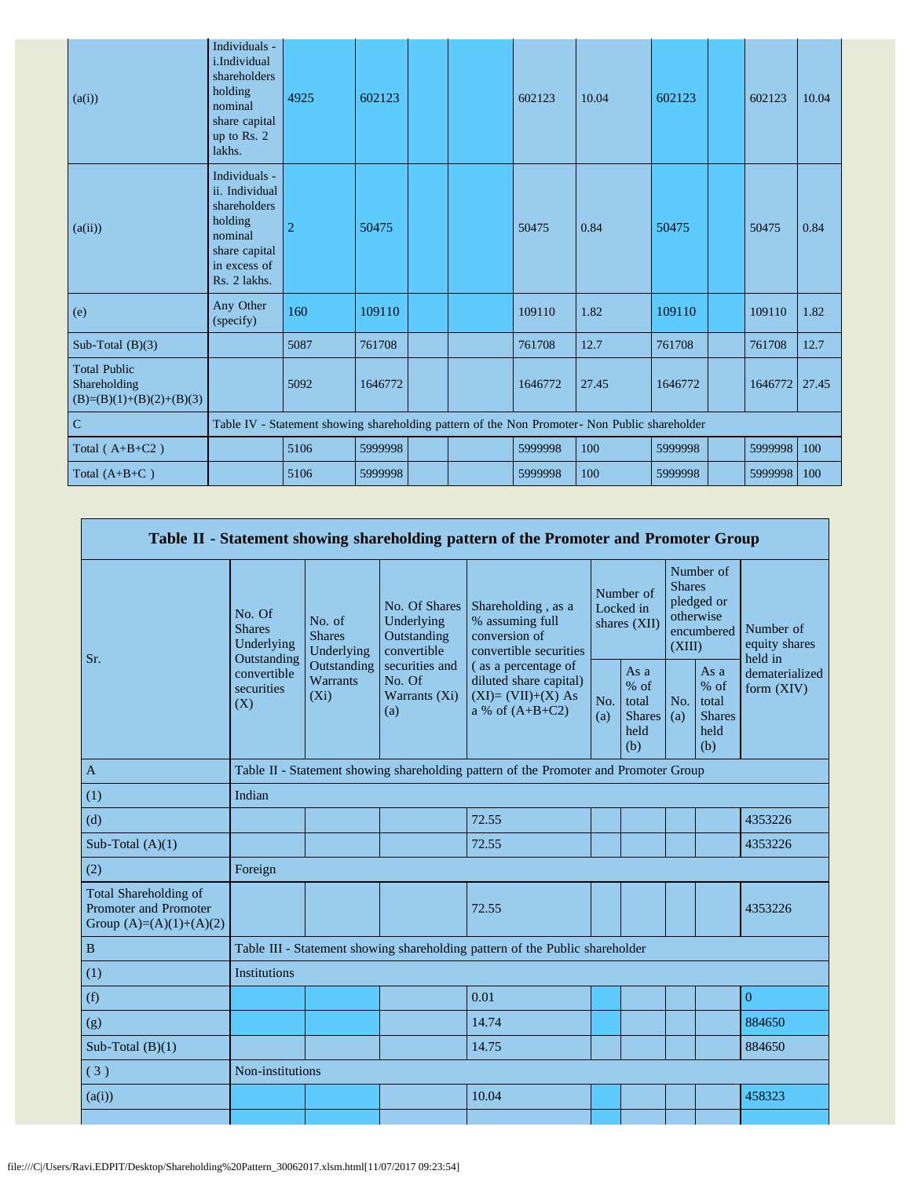| | | | | | | | | | | | | |
|---|---|---|---|---|---|---|---|---|---|---|---|---|
| (a(i)) | Individuals - i.Individual shareholders holding nominal share capital up to Rs. 2 lakhs. | 4925 | 602123 | | | 602123 | 10.04 | 602123 | | 602123 | 10.04 |
| (a(ii)) | Individuals - ii. Individual shareholders holding nominal share capital in excess of Rs. 2 lakhs. | 2 | 50475 | | | 50475 | 0.84 | 50475 | | 50475 | 0.84 |
| (e) | Any Other (specify) | 160 | 109110 | | | 109110 | 1.82 | 109110 | | 109110 | 1.82 |
| Sub-Total (B)(3) | | 5087 | 761708 | | | 761708 | 12.7 | 761708 | | 761708 | 12.7 |
| Total Public Shareholding (B)=(B)(1)+(B)(2)+(B)(3) | | 5092 | 1646772 | | | 1646772 | 27.45 | 1646772 | | 1646772 | 27.45 |
| C | Table IV - Statement showing shareholding pattern of the Non Promoter- Non Public shareholder | | | | | | | | | | |
| Total ( A+B+C2 ) | | 5106 | 5999998 | | | 5999998 | 100 | 5999998 | | 5999998 | 100 |
| Total (A+B+C ) | | 5106 | 5999998 | | | 5999998 | 100 | 5999998 | | 5999998 | 100 |

## Table II - Statement showing shareholding pattern of the Promoter and Promoter Group

| Sr. | No. Of Shares Underlying Outstanding convertible securities (X) | No. of Shares Underlying Outstanding Warrants (Xi) | No. Of Shares Underlying Outstanding convertible securities and No. Of Warrants (Xi) (a) | Shareholding , as a % assuming full conversion of convertible securities ( as a percentage of diluted share capital) (XI)= (VII)+(X) As a % of (A+B+C2) | Number of Locked in shares (XII) | | Number of Shares pledged or otherwise encumbered (XIII) | | Number of equity shares held in dematerialized form (XIV) |
|---|---|---|---|---|---|---|---|---|---|
| | | | | | No. (a) | As a % of total Shares held (b) | No. (a) | As a % of total Shares held (b) | |
| A | Table II - Statement showing shareholding pattern of the Promoter and Promoter Group | | | | | | | | |
| (1) | Indian | | | | | | | | |
| (d) | | | | 72.55 | | | | | 4353226 |
| Sub-Total (A)(1) | | | | 72.55 | | | | | 4353226 |
| (2) | Foreign | | | | | | | | |
| Total Shareholding of Promoter and Promoter Group (A)=(A)(1)+(A)(2) | | | | 72.55 | | | | | 4353226 |
| B | Table III - Statement showing shareholding pattern of the Public shareholder | | | | | | | | |
| (1) | Institutions | | | | | | | | |
| (f) | | | | 0.01 | | | | | 0 |
| (g) | | | | 14.74 | | | | | 884650 |
| Sub-Total (B)(1) | | | | 14.75 | | | | | 884650 |
| ( 3 ) | Non-institutions | | | | | | | | |
| (a(i)) | | | | 10.04 | | | | | 458323 |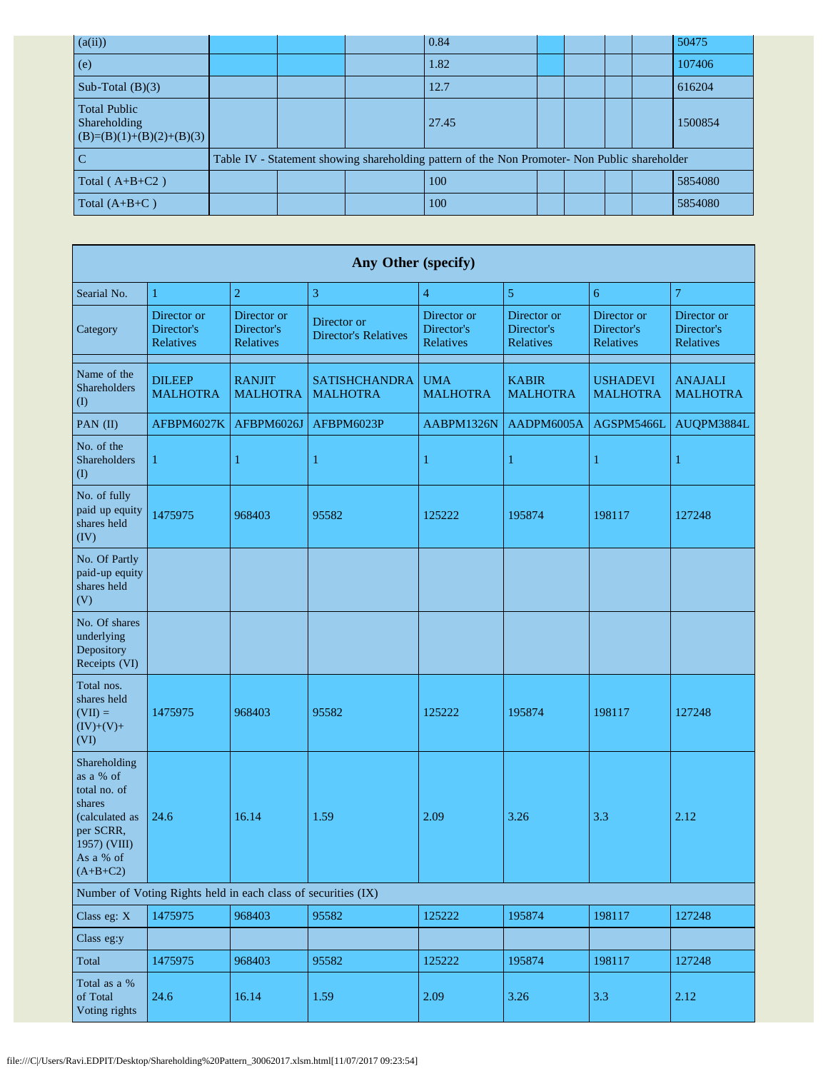| (a(ii)) | | | | 0.84 | | | | | 50475 |
|---|---|---|---|---|---|---|---|---|---|
| (e) | | | | 1.82 | | | | | 107406 |
| Sub-Total (B)(3) | | | | 12.7 | | | | | 616204 |
| Total Public Shareholding (B)=(B)(1)+(B)(2)+(B)(3) | | | | 27.45 | | | | | 1500854 |
| C | Table IV - Statement showing shareholding pattern of the Non Promoter- Non Public shareholder | | | | | | | | |
| Total ( A+B+C2 ) | | | | 100 | | | | | 5854080 |
| Total (A+B+C ) | | | | 100 | | | | | 5854080 |

| Any Other (specify) | | | | | | | |
|---|---|---|---|---|---|---|---|
| Searial No. | 1 | 2 | 3 | 4 | 5 | 6 | 7 |
| Category | Director or Director's Relatives | Director or Director's Relatives | Director or Director's Relatives | Director or Director's Relatives | Director or Director's Relatives | Director or Director's Relatives | Director or Director's Relatives |
| | | | | | | | |
| Name of the Shareholders (I) | DILEEP MALHOTRA | RANJIT MALHOTRA | SATISHCHANDRA MALHOTRA | UMA MALHOTRA | KABIR MALHOTRA | USHADEVI MALHOTRA | ANAJALI MALHOTRA |
| PAN (II) | AFBPM6027K | AFBPM6026J | AFBPM6023P | AABPM1326N | AADPM6005A | AGSPM5466L | AUQPM3884L |
| No. of the Shareholders (I) | 1 | 1 | 1 | 1 | 1 | 1 | 1 |
| No. of fully paid up equity shares held (IV) | 1475975 | 968403 | 95582 | 125222 | 195874 | 198117 | 127248 |
| No. Of Partly paid-up equity shares held (V) | | | | | | | |
| No. Of shares underlying Depository Receipts (VI) | | | | | | | |
| Total nos. shares held (VII) = (IV)+(V)+ (VI) | 1475975 | 968403 | 95582 | 125222 | 195874 | 198117 | 127248 |
| Shareholding as a % of total no. of shares (calculated as per SCRR, 1957) (VIII) As a % of (A+B+C2) | 24.6 | 16.14 | 1.59 | 2.09 | 3.26 | 3.3 | 2.12 |
| Number of Voting Rights held in each class of securities (IX) | | | | | | | |
| Class eg: X | 1475975 | 968403 | 95582 | 125222 | 195874 | 198117 | 127248 |
| Class eg:y | | | | | | | |
| Total | 1475975 | 968403 | 95582 | 125222 | 195874 | 198117 | 127248 |
| Total as a % of Total Voting rights | 24.6 | 16.14 | 1.59 | 2.09 | 3.26 | 3.3 | 2.12 |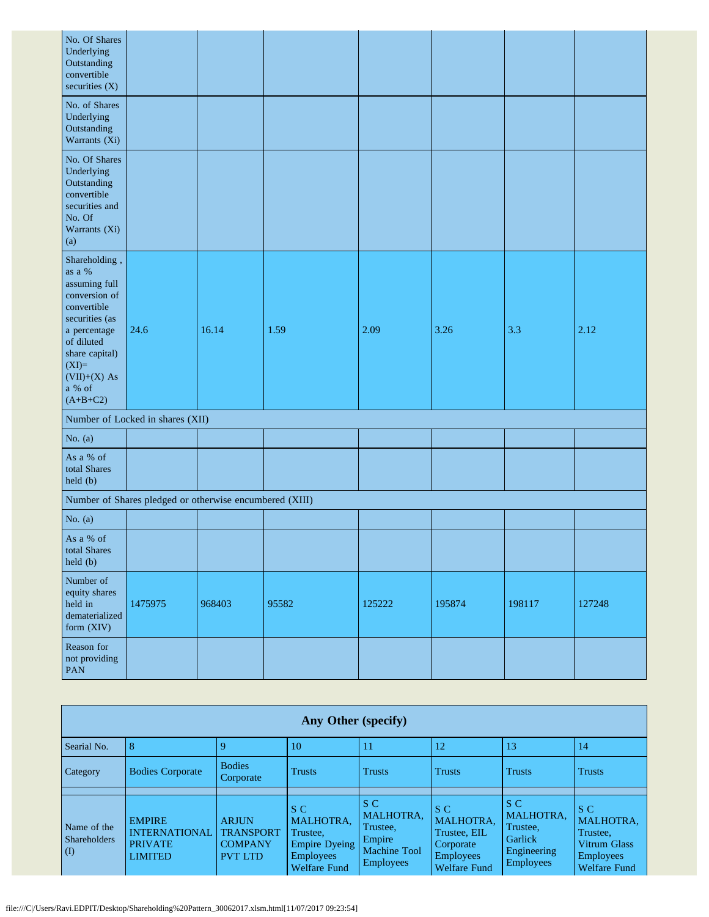| No. Of Shares Underlying Outstanding convertible securities (X) | | | | | | | |
|---|---|---|---|---|---|---|---|
| No. of Shares Underlying Outstanding Warrants (Xi) | | | | | | | |
| No. Of Shares Underlying Outstanding convertible securities and No. Of Warrants (Xi) (a) | | | | | | | |
| Shareholding , as a % assuming full conversion of convertible securities (as a percentage of diluted share capital) (XI)= (VII)+(X) As a % of (A+B+C2) | 24.6 | 16.14 | 1.59 | 2.09 | 3.26 | 3.3 | 2.12 |
| Number of Locked in shares (XII) | | | | | | | |
| No. (a) | | | | | | | |
| As a % of total Shares held (b) | | | | | | | |
| Number of Shares pledged or otherwise encumbered (XIII) | | | | | | | |
| No. (a) | | | | | | | |
| As a % of total Shares held (b) | | | | | | | |
| Number of equity shares held in dematerialized form (XIV) | 1475975 | 968403 | 95582 | 125222 | 195874 | 198117 | 127248 |
| Reason for not providing PAN | | | | | | | |

| Any Other (specify) | | | | | | | |
|---|---|---|---|---|---|---|---|
| Searial No. | 8 | 9 | 10 | 11 | 12 | 13 | 14 |
| Category | Bodies Corporate | Bodies Corporate | Trusts | Trusts | Trusts | Trusts | Trusts |
| | | | | | | | |
| Name of the Shareholders (I) | EMPIRE INTERNATIONAL PRIVATE LIMITED | ARJUN TRANSPORT COMPANY PVT LTD | S C MALHOTRA, Trustee, Empire Dyeing Employees Welfare Fund | S C MALHOTRA, Trustee, Empire Machine Tool Employees | S C MALHOTRA, Trustee, EIL Corporate Employees Welfare Fund | S C MALHOTRA, Trustee, Garlick Engineering Employees | S C MALHOTRA, Trustee, Vitrum Glass Employees Welfare Fund |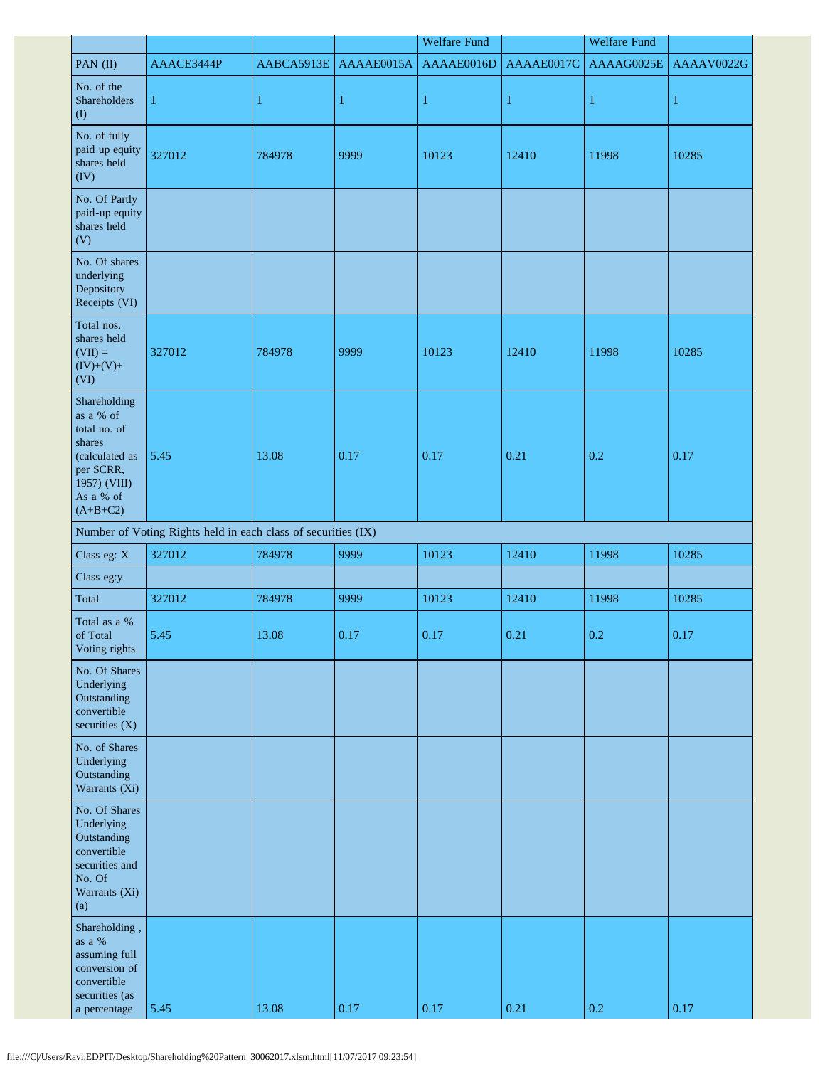| | | | | Welfare Fund | | Welfare Fund | |
|---|---|---|---|---|---|---|---|
| PAN (II) | AAACE3444P | AABCA5913E | AAAAE0015A | AAAAE0016D | AAAAE0017C | AAAAG0025E | AAAAV0022G |
| No. of the Shareholders (I) | 1 | 1 | 1 | 1 | 1 | 1 | 1 |
| No. of fully paid up equity shares held (IV) | 327012 | 784978 | 9999 | 10123 | 12410 | 11998 | 10285 |
| No. Of Partly paid-up equity shares held (V) | | | | | | | |
| No. Of shares underlying Depository Receipts (VI) | | | | | | | |
| Total nos. shares held (VII) = (IV)+(V)+ (VI) | 327012 | 784978 | 9999 | 10123 | 12410 | 11998 | 10285 |
| Shareholding as a % of total no. of shares (calculated as per SCRR, 1957) (VIII) As a % of (A+B+C2) | 5.45 | 13.08 | 0.17 | 0.17 | 0.21 | 0.2 | 0.17 |
| Number of Voting Rights held in each class of securities (IX) | | | | | | | |
| Class eg: X | 327012 | 784978 | 9999 | 10123 | 12410 | 11998 | 10285 |
| Class eg:y | | | | | | | |
| Total | 327012 | 784978 | 9999 | 10123 | 12410 | 11998 | 10285 |
| Total as a % of Total Voting rights | 5.45 | 13.08 | 0.17 | 0.17 | 0.21 | 0.2 | 0.17 |
| No. Of Shares Underlying Outstanding convertible securities (X) | | | | | | | |
| No. of Shares Underlying Outstanding Warrants (Xi) | | | | | | | |
| No. Of Shares Underlying Outstanding convertible securities and No. Of Warrants (Xi) (a) | | | | | | | |
| Shareholding , as a % assuming full conversion of convertible securities (as a percentage | 5.45 | 13.08 | 0.17 | 0.17 | 0.21 | 0.2 | 0.17 |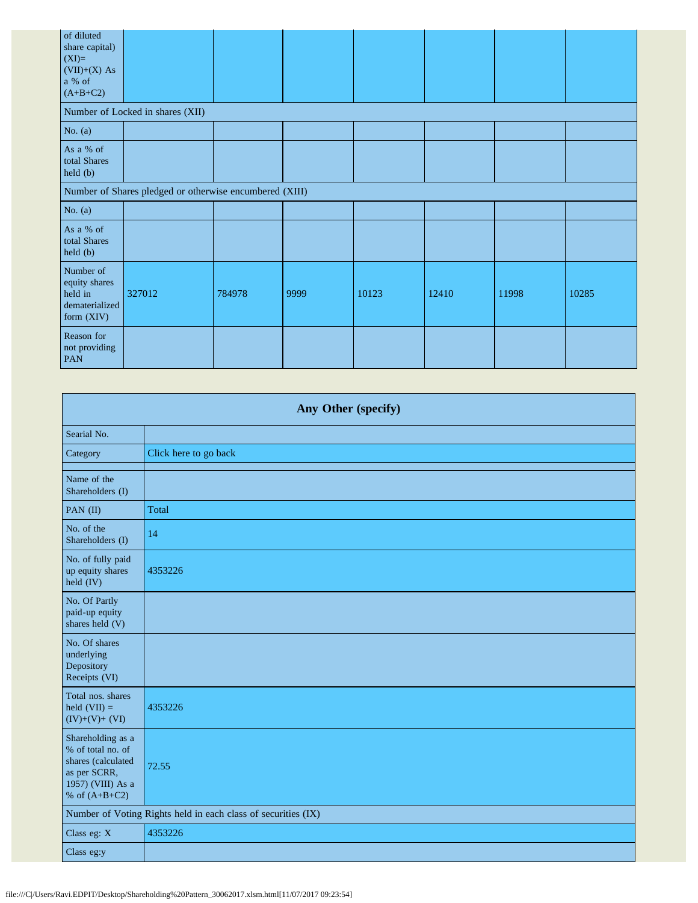| of diluted share capital) (XI)= (VII)+(X) As a % of (A+B+C2) | | | | | | | |
|---|---|---|---|---|---|---|---|
| Number of Locked in shares (XII) | | | | | | | |
| No. (a) | | | | | | | |
| As a % of total Shares held (b) | | | | | | | |
| Number of Shares pledged or otherwise encumbered (XIII) | | | | | | | |
| No. (a) | | | | | | | |
| As a % of total Shares held (b) | | | | | | | |
| Number of equity shares held in dematerialized form (XIV) | 327012 | 784978 | 9999 | 10123 | 12410 | 11998 | 10285 |
| Reason for not providing PAN | | | | | | | |

| Any Other (specify) | |
|---|---|
| Searial No. | |
| Category | Click here to go back |
| | |
| Name of the Shareholders (I) | |
| PAN (II) | Total |
| No. of the Shareholders (I) | 14 |
| No. of fully paid up equity shares held (IV) | 4353226 |
| No. Of Partly paid-up equity shares held (V) | |
| No. Of shares underlying Depository Receipts (VI) | |
| Total nos. shares held (VII) = (IV)+(V)+ (VI) | 4353226 |
| Shareholding as a % of total no. of shares (calculated as per SCRR, 1957) (VIII) As a % of (A+B+C2) | 72.55 |
| Number of Voting Rights held in each class of securities (IX) | |
| Class eg: X | 4353226 |
| Class eg:y | |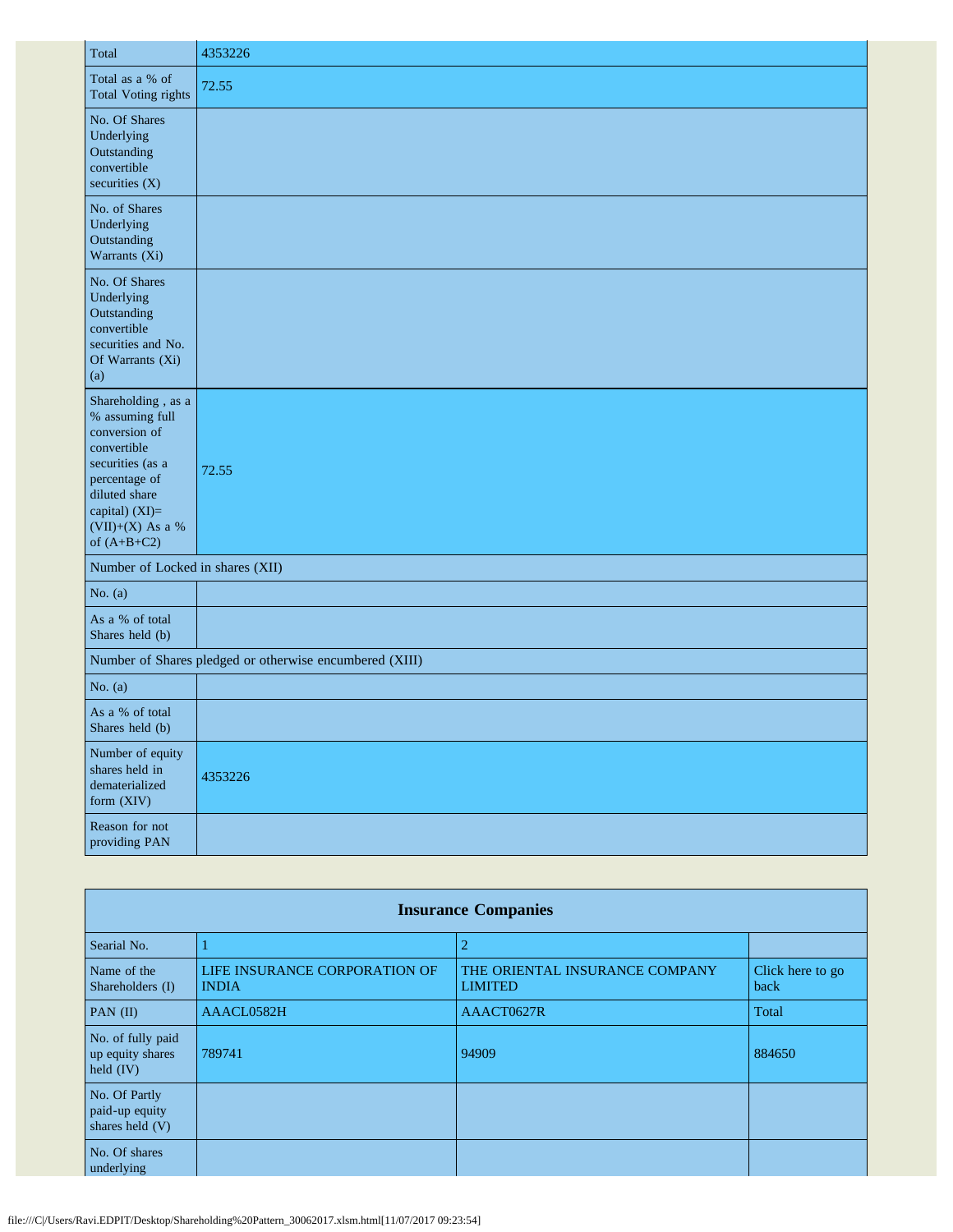| Total | 4353226 |
|---|---|
| Total as a % of Total Voting rights | 72.55 |
| No. Of Shares Underlying Outstanding convertible securities (X) | |
| No. of Shares Underlying Outstanding Warrants (Xi) | |
| No. Of Shares Underlying Outstanding convertible securities and No. Of Warrants (Xi) (a) | |
| Shareholding , as a % assuming full conversion of convertible securities (as a percentage of diluted share capital) (XI)= (VII)+(X) As a % of (A+B+C2) | 72.55 |
| Number of Locked in shares (XII) | |
| No. (a) | |
| As a % of total Shares held (b) | |
| Number of Shares pledged or otherwise encumbered (XIII) | |
| No. (a) | |
| As a % of total Shares held (b) | |
| Number of equity shares held in dematerialized form (XIV) | 4353226 |
| Reason for not providing PAN | |

| Insurance Companies | | | |
|---|---|---|---|
| Searial No. | 1 | 2 | |
| Name of the Shareholders (I) | LIFE INSURANCE CORPORATION OF INDIA | THE ORIENTAL INSURANCE COMPANY LIMITED | Click here to go back |
| PAN (II) | AAACL0582H | AAACT0627R | Total |
| No. of fully paid up equity shares held (IV) | 789741 | 94909 | 884650 |
| No. Of Partly paid-up equity shares held (V) | | | |
| No. Of shares underlying | | | |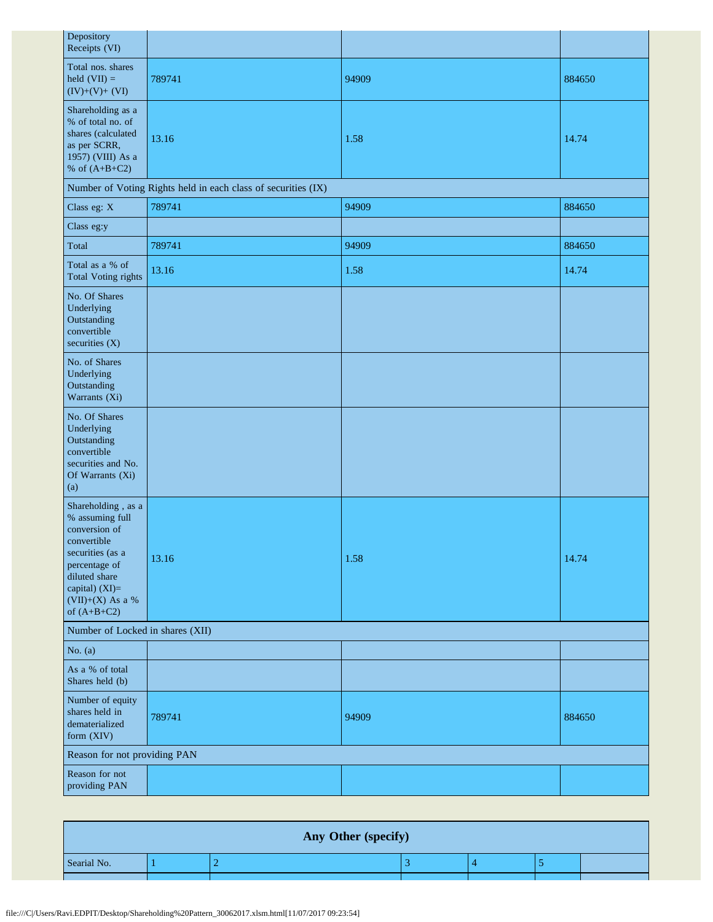| Depository Receipts (VI) | | | |
|---|---|---|---|
| Total nos. shares held (VII) = (IV)+(V)+ (VI) | 789741 | 94909 | 884650 |
| Shareholding as a % of total no. of shares (calculated as per SCRR, 1957) (VIII) As a % of (A+B+C2) | 13.16 | 1.58 | 14.74 |
| Number of Voting Rights held in each class of securities (IX) | | | |
| Class eg: X | 789741 | 94909 | 884650 |
| Class eg:y | | | |
| Total | 789741 | 94909 | 884650 |
| Total as a % of Total Voting rights | 13.16 | 1.58 | 14.74 |
| No. Of Shares Underlying Outstanding convertible securities (X) | | | |
| No. of Shares Underlying Outstanding Warrants (Xi) | | | |
| No. Of Shares Underlying Outstanding convertible securities and No. Of Warrants (Xi) (a) | | | |
| Shareholding , as a % assuming full conversion of convertible securities (as a percentage of diluted share capital) (XI)= (VII)+(X) As a % of (A+B+C2) | 13.16 | 1.58 | 14.74 |
| Number of Locked in shares (XII) | | | |
| No. (a) | | | |
| As a % of total Shares held (b) | | | |
| Number of equity shares held in dematerialized form (XIV) | 789741 | 94909 | 884650 |
| Reason for not providing PAN | | | |
| Reason for not providing PAN | | | |

| Any Other (specify) | | | | | | |
|---|---|---|---|---|---|---|
| Searial No. | 1 | 2 | 3 | 4 | 5 | |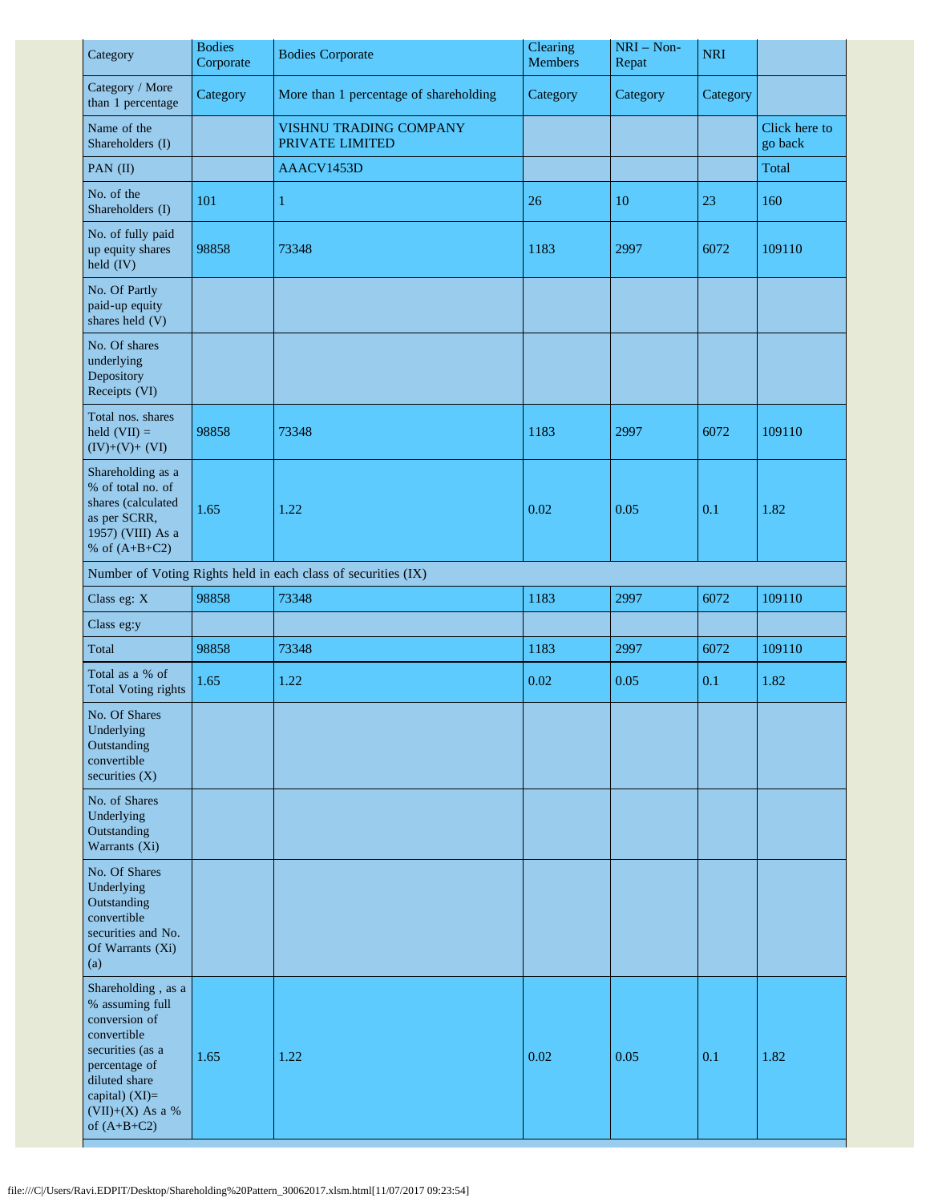| Category | Bodies Corporate | Bodies Corporate | Clearing Members | NRI – Non-Repat | NRI | |
|---|---|---|---|---|---|---|
| Category / More than 1 percentage | Category | More than 1 percentage of shareholding | Category | Category | Category | |
| Name of the Shareholders (I) | | VISHNU TRADING COMPANY PRIVATE LIMITED | | | | Click here to go back |
| PAN (II) | | AAACV1453D | | | | Total |
| No. of the Shareholders (I) | 101 | 1 | 26 | 10 | 23 | 160 |
| No. of fully paid up equity shares held (IV) | 98858 | 73348 | 1183 | 2997 | 6072 | 109110 |
| No. Of Partly paid-up equity shares held (V) | | | | | | |
| No. Of shares underlying Depository Receipts (VI) | | | | | | |
| Total nos. shares held (VII) = (IV)+(V)+ (VI) | 98858 | 73348 | 1183 | 2997 | 6072 | 109110 |
| Shareholding as a % of total no. of shares (calculated as per SCRR, 1957) (VIII) As a % of (A+B+C2) | 1.65 | 1.22 | 0.02 | 0.05 | 0.1 | 1.82 |
| Number of Voting Rights held in each class of securities (IX) | | | | | | |
| Class eg: X | 98858 | 73348 | 1183 | 2997 | 6072 | 109110 |
| Class eg:y | | | | | | |
| Total | 98858 | 73348 | 1183 | 2997 | 6072 | 109110 |
| Total as a % of Total Voting rights | 1.65 | 1.22 | 0.02 | 0.05 | 0.1 | 1.82 |
| No. Of Shares Underlying Outstanding convertible securities (X) | | | | | | |
| No. of Shares Underlying Outstanding Warrants (Xi) | | | | | | |
| No. Of Shares Underlying Outstanding convertible securities and No. Of Warrants (Xi) (a) | | | | | | |
| Shareholding , as a % assuming full conversion of convertible securities (as a percentage of diluted share capital) (XI)= (VII)+(X) As a % of (A+B+C2) | 1.65 | 1.22 | 0.02 | 0.05 | 0.1 | 1.82 |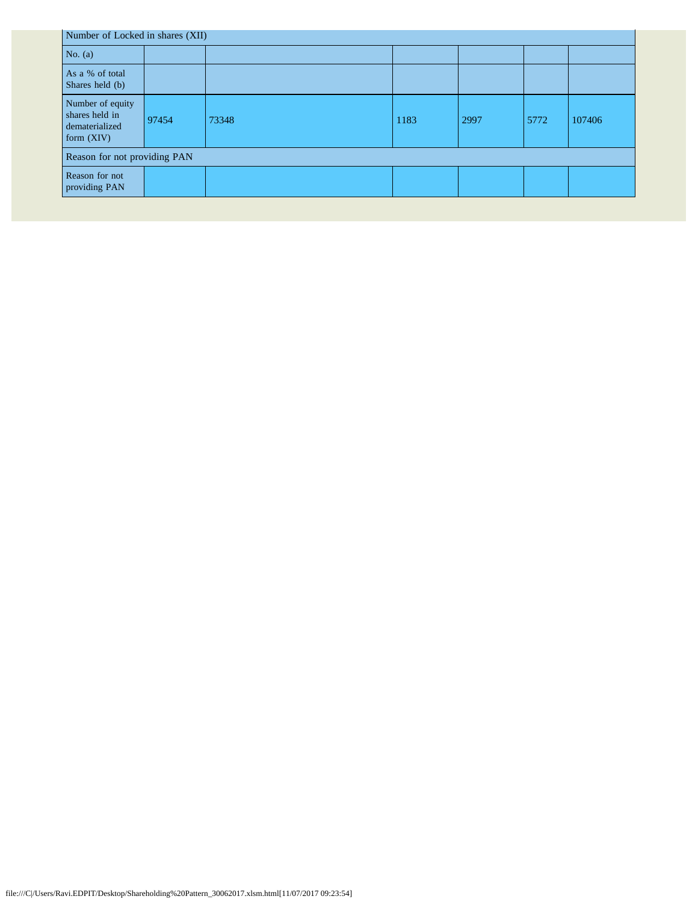| | | | | | | |
|---|---|---|---|---|---|---|
| Number of Locked in shares (XII) | | | | | | |
| No. (a) | | | | | | |
| As a % of total Shares held (b) | | | | | | |
| Number of equity shares held in dematerialized form (XIV) | 97454 | 73348 | 1183 | 2997 | 5772 | 107406 |
| Reason for not providing PAN | | | | | | |
| Reason for not providing PAN | | | | | | |